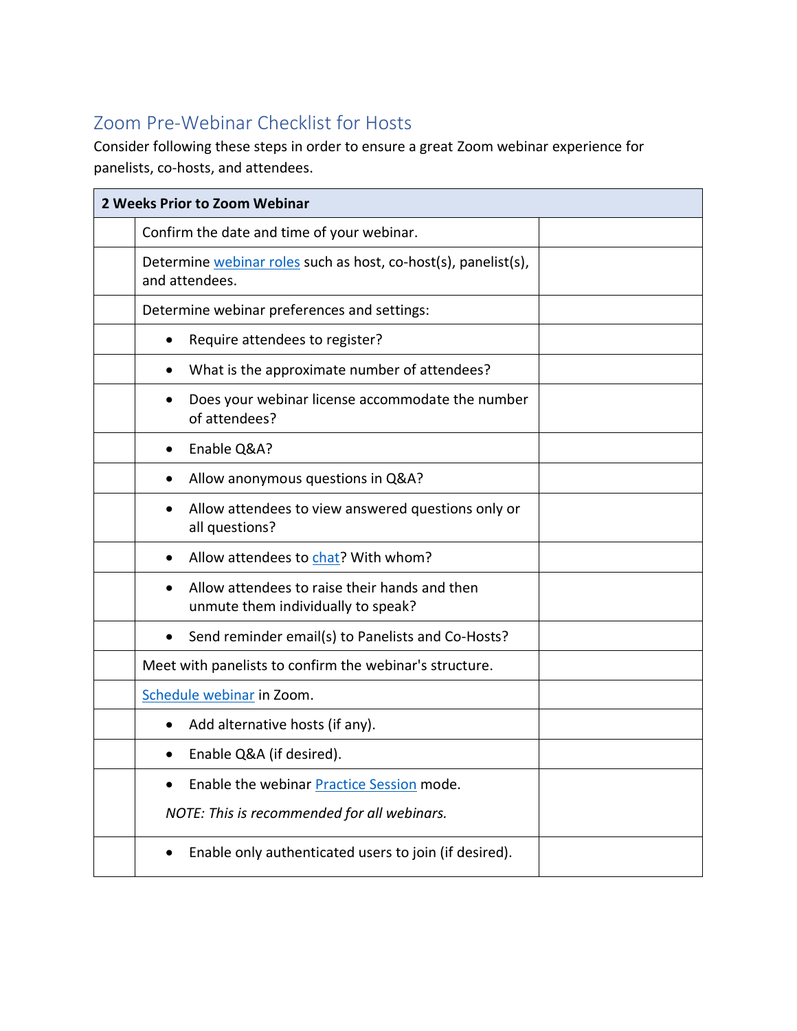## Zoom Pre-Webinar Checklist for Hosts

Consider following these steps in order to ensure a great Zoom webinar experience for panelists, co-hosts, and attendees.

| | 2 Weeks Prior to Zoom Webinar | |
|---|---|---|
| | Confirm the date and time of your webinar. | |
| | Determine webinar roles such as host, co-host(s), panelist(s), and attendees. | |
| | Determine webinar preferences and settings: | |
| | • Require attendees to register? | |
| | • What is the approximate number of attendees? | |
| | • Does your webinar license accommodate the number of attendees? | |
| | • Enable Q&A? | |
| | • Allow anonymous questions in Q&A? | |
| | • Allow attendees to view answered questions only or all questions? | |
| | • Allow attendees to chat? With whom? | |
| | • Allow attendees to raise their hands and then unmute them individually to speak? | |
| | • Send reminder email(s) to Panelists and Co-Hosts? | |
| | Meet with panelists to confirm the webinar's structure. | |
| | Schedule webinar in Zoom. | |
| | • Add alternative hosts (if any). | |
| | • Enable Q&A (if desired). | |
| | • Enable the webinar Practice Session mode. *NOTE: This is recommended for all webinars.* | |
| | • Enable only authenticated users to join (if desired). | |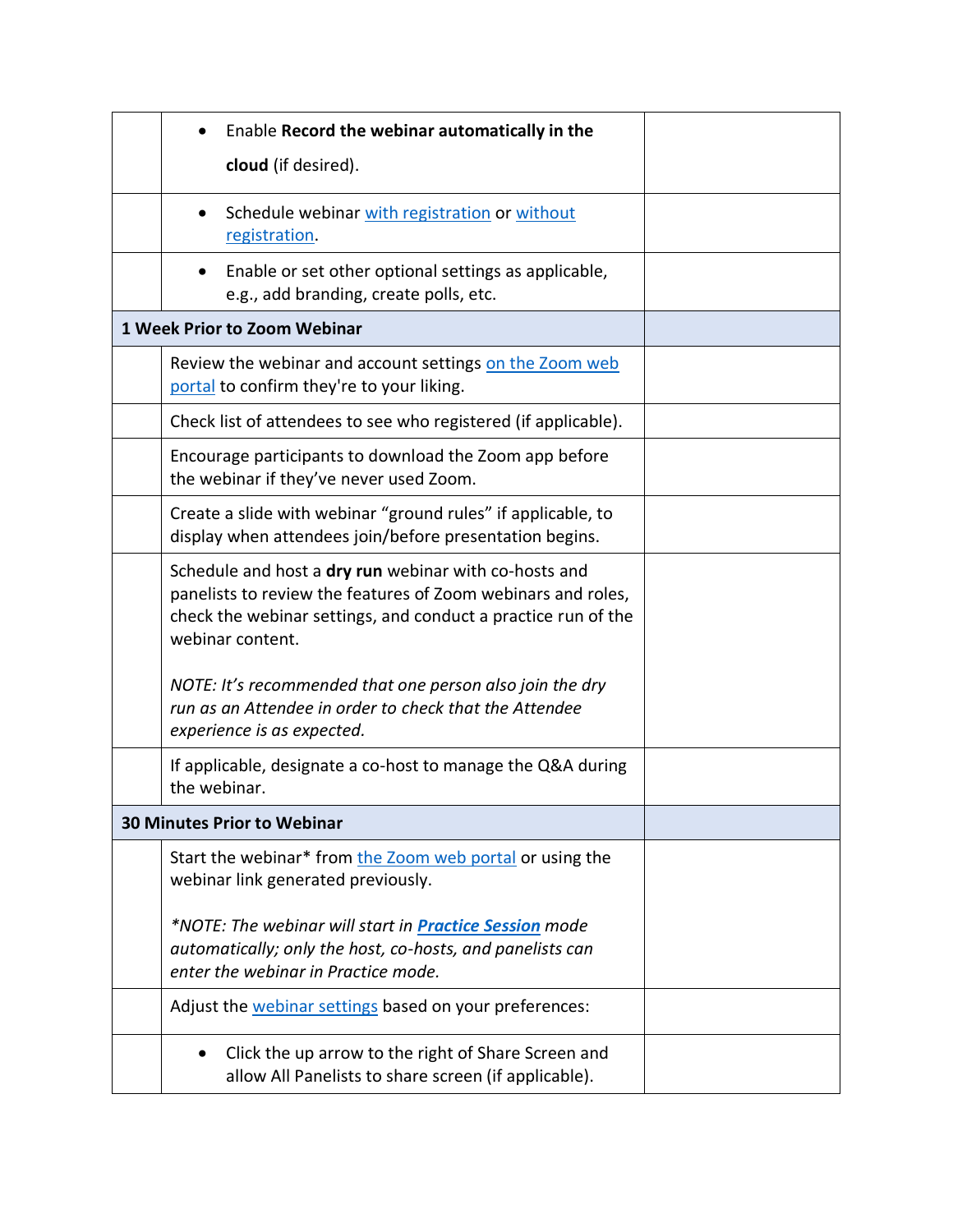| | | |
|---|---|---|
| | • Enable **Record the webinar automatically in the cloud** (if desired). | |
| | • Schedule webinar with registration or without registration. | |
| | • Enable or set other optional settings as applicable, e.g., add branding, create polls, etc. | |
| **1 Week Prior to Zoom Webinar** | | |
| | Review the webinar and account settings on the Zoom web portal to confirm they're to your liking. | |
| | Check list of attendees to see who registered (if applicable). | |
| | Encourage participants to download the Zoom app before the webinar if they've never used Zoom. | |
| | Create a slide with webinar "ground rules" if applicable, to display when attendees join/before presentation begins. | |
| | Schedule and host a **dry run** webinar with co-hosts and panelists to review the features of Zoom webinars and roles, check the webinar settings, and conduct a practice run of the webinar content.<br><br>*NOTE: It's recommended that one person also join the dry run as an Attendee in order to check that the Attendee experience is as expected.* | |
| | If applicable, designate a co-host to manage the Q&A during the webinar. | |
| **30 Minutes Prior to Webinar** | | |
| | Start the webinar* from the Zoom web portal or using the webinar link generated previously.<br><br>*\*NOTE: The webinar will start in **Practice Session** mode automatically; only the host, co-hosts, and panelists can enter the webinar in Practice mode.* | |
| | Adjust the webinar settings based on your preferences: | |
| | • Click the up arrow to the right of Share Screen and allow All Panelists to share screen (if applicable). | |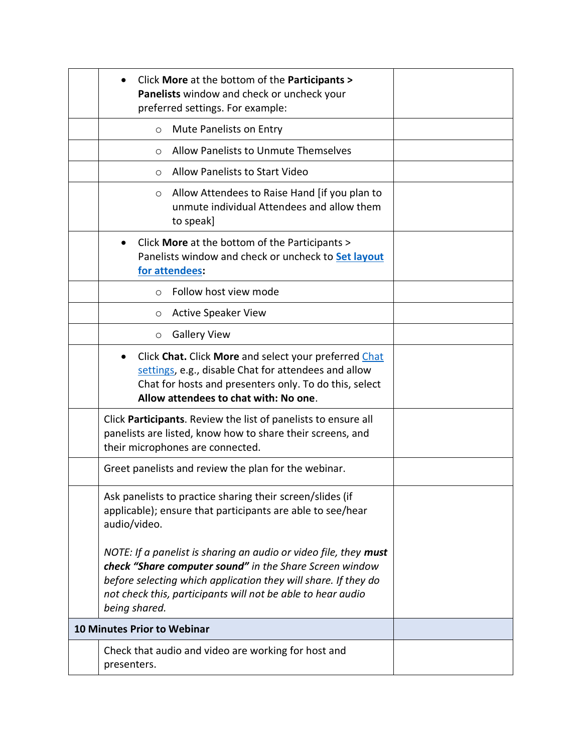| | | |
|---|---|---|
| | • Click **More** at the bottom of the **Participants > Panelists** window and check or uncheck your preferred settings. For example: | |
| | ○ Mute Panelists on Entry | |
| | ○ Allow Panelists to Unmute Themselves | |
| | ○ Allow Panelists to Start Video | |
| | ○ Allow Attendees to Raise Hand [if you plan to unmute individual Attendees and allow them to speak] | |
| | • Click **More** at the bottom of the Participants > Panelists window and check or uncheck to **Set layout for attendees**: | |
| | ○ Follow host view mode | |
| | ○ Active Speaker View | |
| | ○ Gallery View | |
| | • Click **Chat.** Click **More** and select your preferred Chat settings, e.g., disable Chat for attendees and allow Chat for hosts and presenters only. To do this, select **Allow attendees to chat with: No one**. | |
| | Click **Participants**. Review the list of panelists to ensure all panelists are listed, know how to share their screens, and their microphones are connected. | |
| | Greet panelists and review the plan for the webinar. | |
| | Ask panelists to practice sharing their screen/slides (if applicable); ensure that participants are able to see/hear audio/video.<br><br>*NOTE: If a panelist is sharing an audio or video file, they **must check "Share computer sound"** in the Share Screen window before selecting which application they will share. If they do not check this, participants will not be able to hear audio being shared.* | |
| **10 Minutes Prior to Webinar** | | |
| | Check that audio and video are working for host and presenters. | |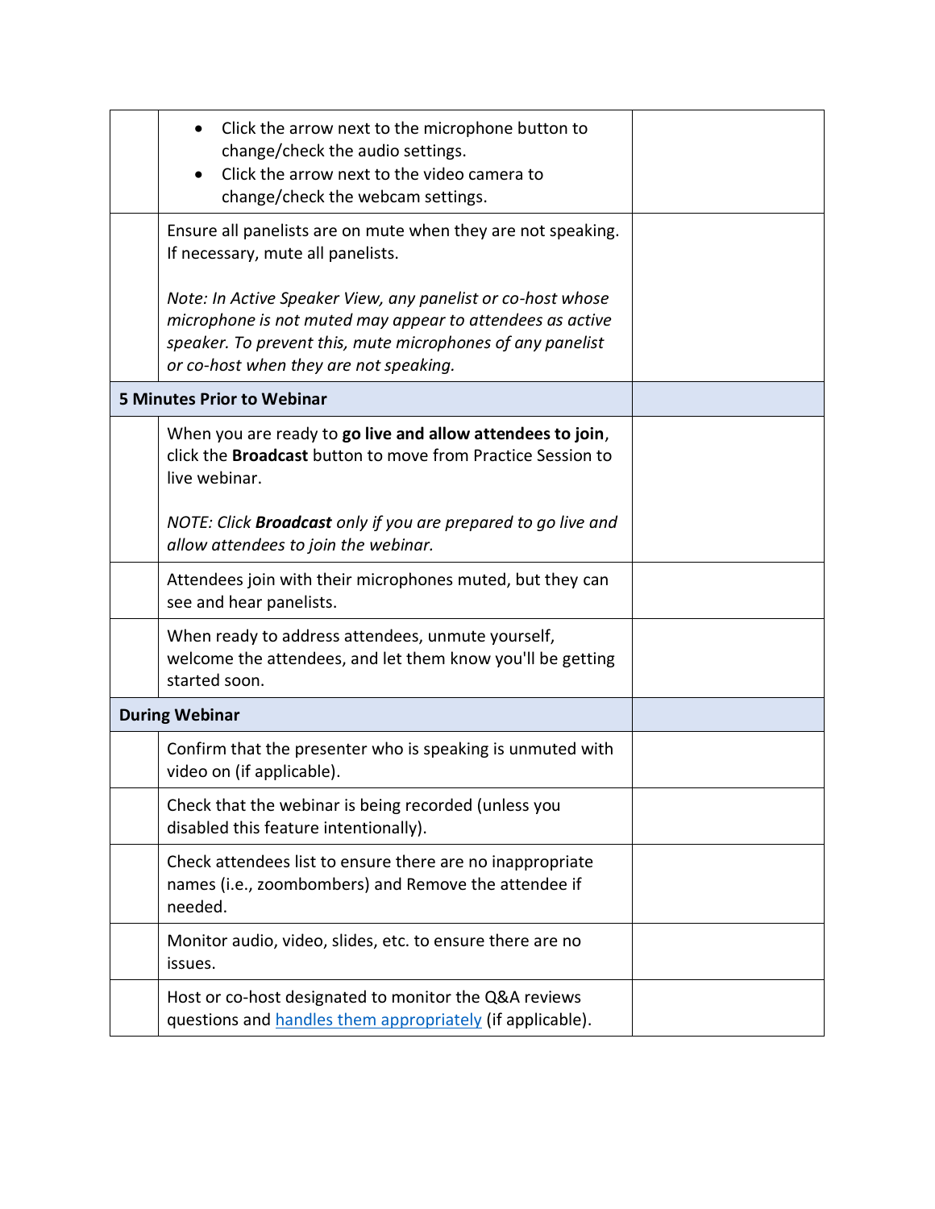| | | |
|---|---|---|
| | • Click the arrow next to the microphone button to change/check the audio settings.<br>• Click the arrow next to the video camera to change/check the webcam settings. | |
| | Ensure all panelists are on mute when they are not speaking. If necessary, mute all panelists.<br><br>*Note: In Active Speaker View, any panelist or co-host whose microphone is not muted may appear to attendees as active speaker. To prevent this, mute microphones of any panelist or co-host when they are not speaking.* | |
| **5 Minutes Prior to Webinar** | | |
| | When you are ready to **go live and allow attendees to join**, click the **Broadcast** button to move from Practice Session to live webinar.<br><br>*NOTE: Click **Broadcast** only if you are prepared to go live and allow attendees to join the webinar.* | |
| | Attendees join with their microphones muted, but they can see and hear panelists. | |
| | When ready to address attendees, unmute yourself, welcome the attendees, and let them know you'll be getting started soon. | |
| **During Webinar** | | |
| | Confirm that the presenter who is speaking is unmuted with video on (if applicable). | |
| | Check that the webinar is being recorded (unless you disabled this feature intentionally). | |
| | Check attendees list to ensure there are no inappropriate names (i.e., zoombombers) and Remove the attendee if needed. | |
| | Monitor audio, video, slides, etc. to ensure there are no issues. | |
| | Host or co-host designated to monitor the Q&A reviews questions and handles them appropriately (if applicable). | |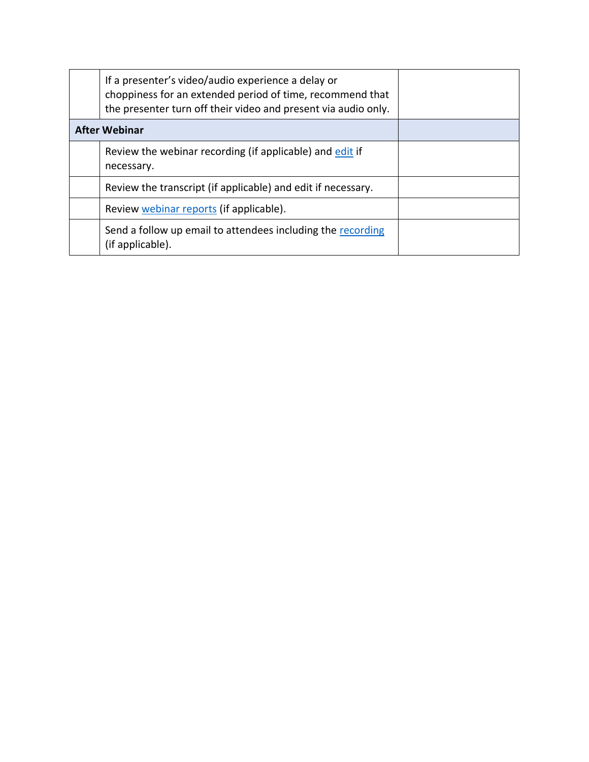| | | |
|---|---|---|
| | If a presenter's video/audio experience a delay or choppiness for an extended period of time, recommend that the presenter turn off their video and present via audio only. | |
| **After Webinar** | | |
| | Review the webinar recording (if applicable) and edit if necessary. | |
| | Review the transcript (if applicable) and edit if necessary. | |
| | Review webinar reports (if applicable). | |
| | Send a follow up email to attendees including the recording (if applicable). | |